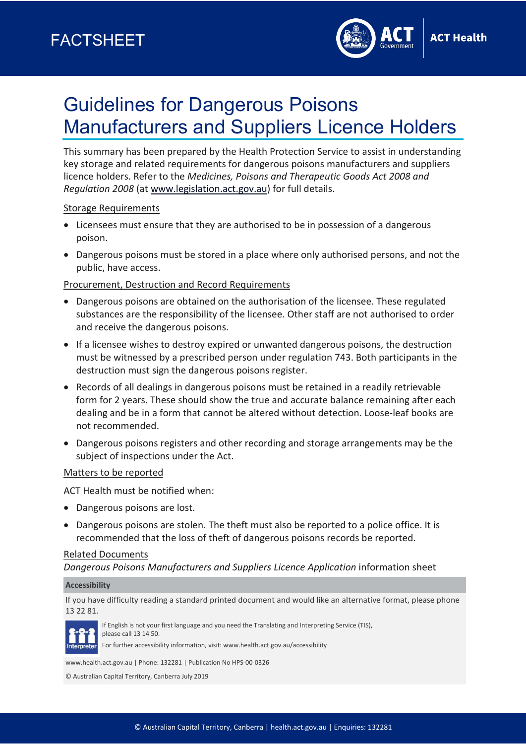FACTSHEET

# Guidelines for Dangerous Poisons Manufacturers and Suppliers Licence Holders

This summary has been prepared by the Health Protection Service to assist in understanding key storage and related requirements for dangerous poisons manufacturers and suppliers licence holders. Refer to the *Medicines, Poisons and Therapeutic Goods Act 2008 and Regulation 2008* (at www.legislation.act.gov.au) for full details.

## Storage Requirements

- Licensees must ensure that they are authorised to be in possession of a dangerous poison.
- Dangerous poisons must be stored in a place where only authorised persons, and not the public, have access.

## Procurement, Destruction and Record Requirements

- Dangerous poisons are obtained on the authorisation of the licensee. These regulated substances are the responsibility of the licensee. Other staff are not authorised to order and receive the dangerous poisons.
- If a licensee wishes to destroy expired or unwanted dangerous poisons, the destruction must be witnessed by a prescribed person under regulation 743. Both participants in the destruction must sign the dangerous poisons register.
- Records of all dealings in dangerous poisons must be retained in a readily retrievable form for 2 years. These should show the true and accurate balance remaining after each dealing and be in a form that cannot be altered without detection. Loose-leaf books are not recommended.
- Dangerous poisons registers and other recording and storage arrangements may be the subject of inspections under the Act.

## Matters to be reported

ACT Health must be notified when:

- Dangerous poisons are lost.
- Dangerous poisons are stolen. The theft must also be reported to a police office. It is recommended that the loss of theft of dangerous poisons records be reported.

## Related Documents

*Dangerous Poisons Manufacturers and Suppliers Licence Application* information sheet

**Accessibility**

If you have difficulty reading a standard printed document and would like an alternative format, please phone 13 22 81.

If English is not your first language and you need the Translating and Interpreting Service (TIS), please call 13 14 50.

For further accessibility information, visit: www.health.act.gov.au/accessibility

www.health.act.gov.au | Phone: 132281 | Publication No HPS-00-0326

© Australian Capital Territory, Canberra July 2019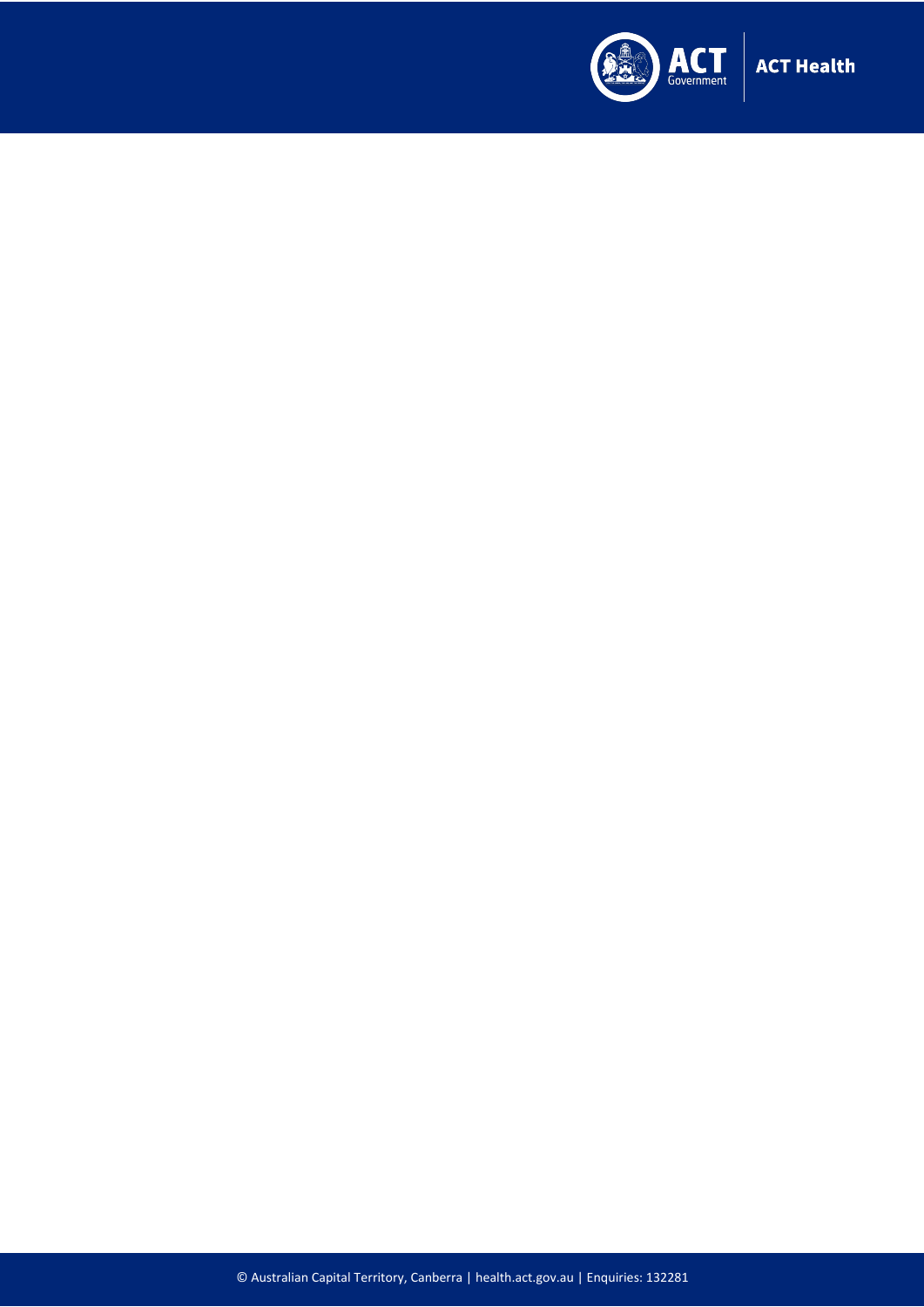© Australian Capital Territory, Canberra | health.act.gov.au | Enquiries: 132281